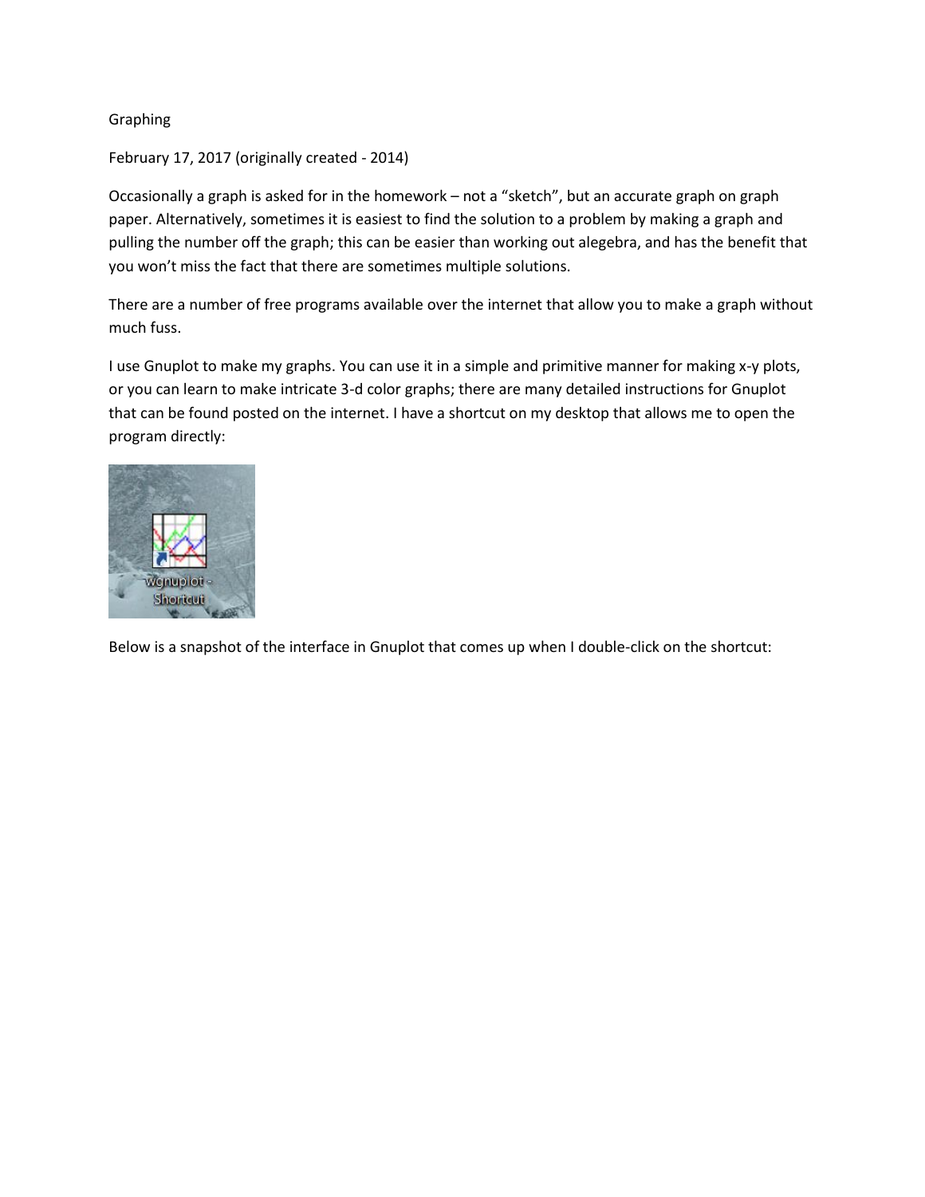Graphing

February 17, 2017 (originally created - 2014)

Occasionally a graph is asked for in the homework – not a "sketch", but an accurate graph on graph paper. Alternatively, sometimes it is easiest to find the solution to a problem by making a graph and pulling the number off the graph; this can be easier than working out alegebra, and has the benefit that you won't miss the fact that there are sometimes multiple solutions.

There are a number of free programs available over the internet that allow you to make a graph without much fuss.

I use Gnuplot to make my graphs. You can use it in a simple and primitive manner for making x-y plots, or you can learn to make intricate 3-d color graphs; there are many detailed instructions for Gnuplot that can be found posted on the internet. I have a shortcut on my desktop that allows me to open the program directly:

Below is a snapshot of the interface in Gnuplot that comes up when I double-click on the shortcut: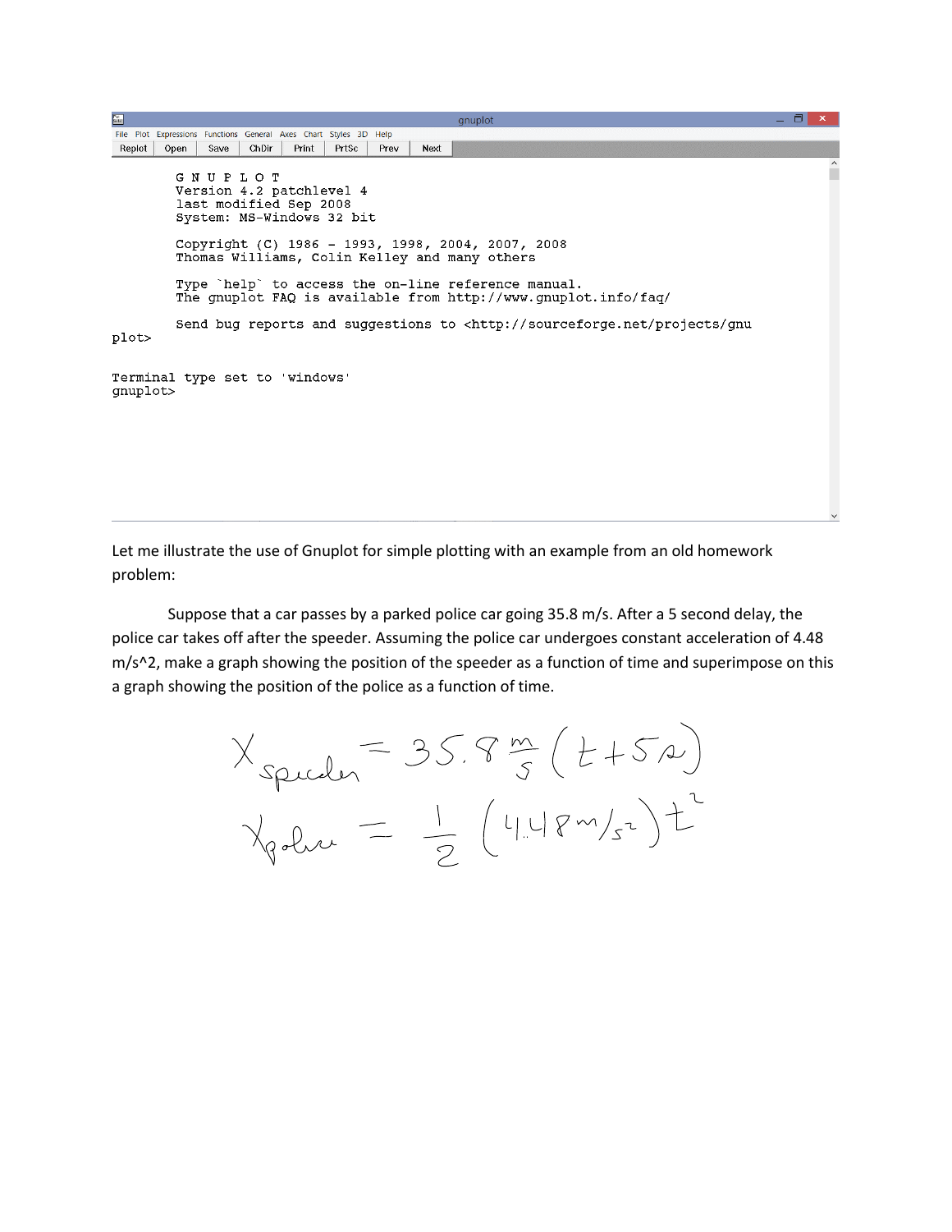```
gnuplot
File  Plot  Expressions  Functions  General  Axes  Chart  Styles  3D  Help
Replot  Open  Save  ChDir  Print  PrtSc  Prev  Next

        G N U P L O T
        Version 4.2 patchlevel 4
        last modified Sep 2008
        System: MS-Windows 32 bit

        Copyright (C) 1986 - 1993, 1998, 2004, 2007, 2008
        Thomas Williams, Colin Kelley and many others

        Type `help` to access the on-line reference manual.
        The gnuplot FAQ is available from http://www.gnuplot.info/faq/

        Send bug reports and suggestions to <http://sourceforge.net/projects/gnu
plot>


Terminal type set to 'windows'
gnuplot>
```

Let me illustrate the use of Gnuplot for simple plotting with an example from an old homework problem:

Suppose that a car passes by a parked police car going 35.8 m/s. After a 5 second delay, the police car takes off after the speeder. Assuming the police car undergoes constant acceleration of 4.48 m/s^2, make a graph showing the position of the speeder as a function of time and superimpose on this a graph showing the position of the police as a function of time.

$$X_{speeder} = 35.8\,\frac{m}{s}\,(t + 5\,s)$$

$$X_{police} = \frac{1}{2}\,(4.48\,m/s^2)\,t^2$$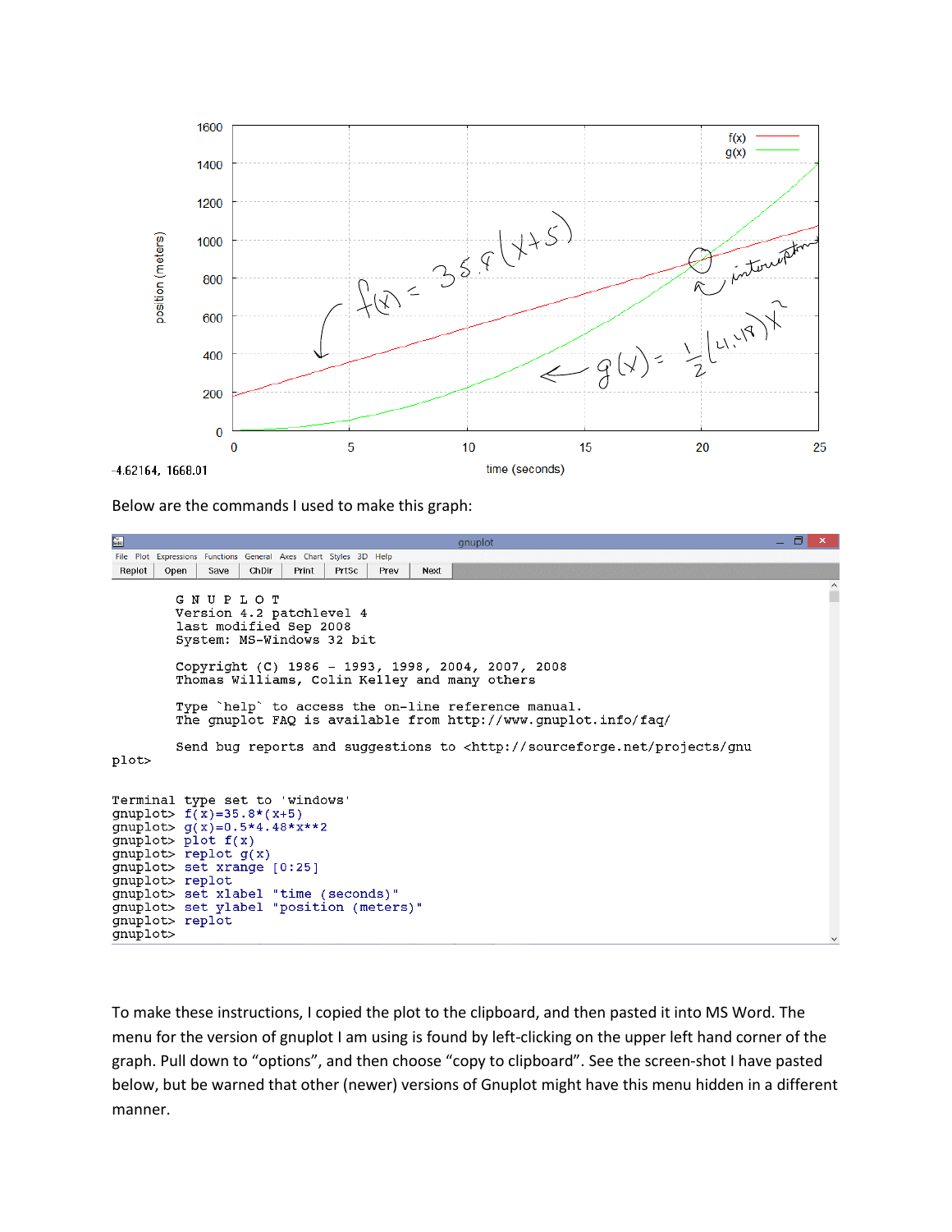Below are the commands I used to make this graph:

```
        G N U P L O T
        Version 4.2 patchlevel 4
        last modified Sep 2008
        System: MS-Windows 32 bit

        Copyright (C) 1986 - 1993, 1998, 2004, 2007, 2008
        Thomas Williams, Colin Kelley and many others

        Type `help` to access the on-line reference manual.
        The gnuplot FAQ is available from http://www.gnuplot.info/faq/

        Send bug reports and suggestions to <http://sourceforge.net/projects/gnu
plot>


Terminal type set to 'windows'
gnuplot> f(x)=35.8*(x+5)
gnuplot> g(x)=0.5*4.48*x**2
gnuplot> plot f(x)
gnuplot> replot g(x)
gnuplot> set xrange [0:25]
gnuplot> replot
gnuplot> set xlabel "time (seconds)"
gnuplot> set ylabel "position (meters)"
gnuplot> replot
gnuplot>
```

To make these instructions, I copied the plot to the clipboard, and then pasted it into MS Word. The menu for the version of gnuplot I am using is found by left-clicking on the upper left hand corner of the graph. Pull down to "options", and then choose "copy to clipboard". See the screen-shot I have pasted below, but be warned that other (newer) versions of Gnuplot might have this menu hidden in a different manner.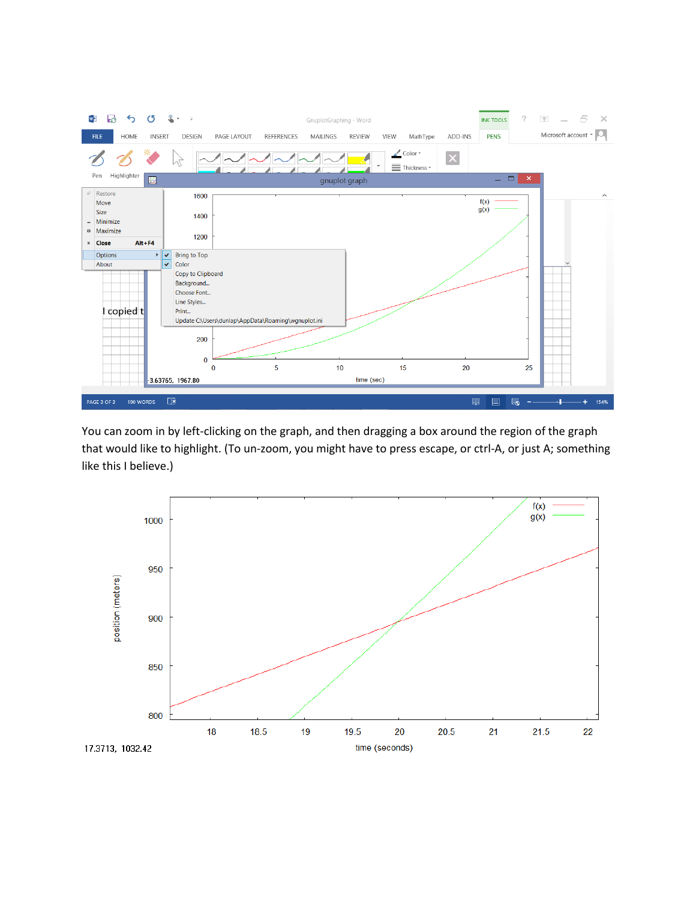You can zoom in by left-clicking on the graph, and then dragging a box around the region of the graph that would like to highlight. (To un-zoom, you might have to press escape, or ctrl-A, or just A; something like this I believe.)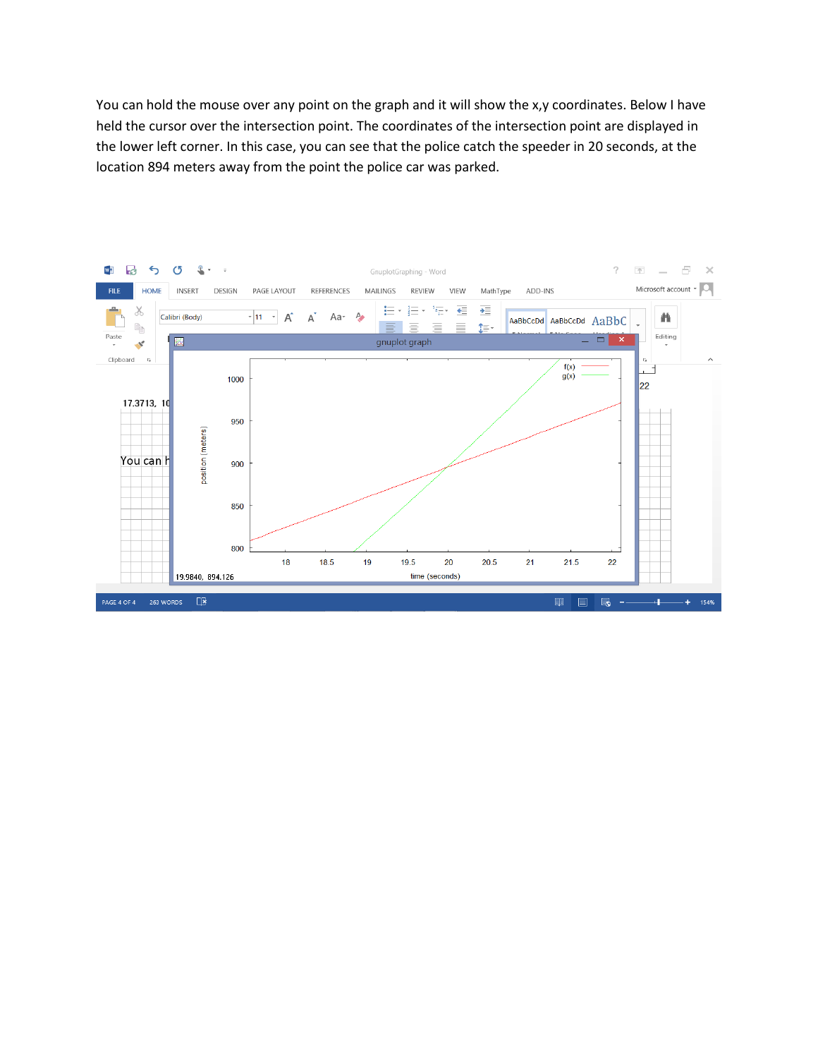You can hold the mouse over any point on the graph and it will show the x,y coordinates. Below I have held the cursor over the intersection point. The coordinates of the intersection point are displayed in the lower left corner. In this case, you can see that the police catch the speeder in 20 seconds, at the location 894 meters away from the point the police car was parked.

gnuplot graph

f(x)
g(x)

1000
950
900
850
800

position (meters)

18
18.5
19
19.5
20
20.5
21
21.5
22

time (seconds)

19.9840, 894.126